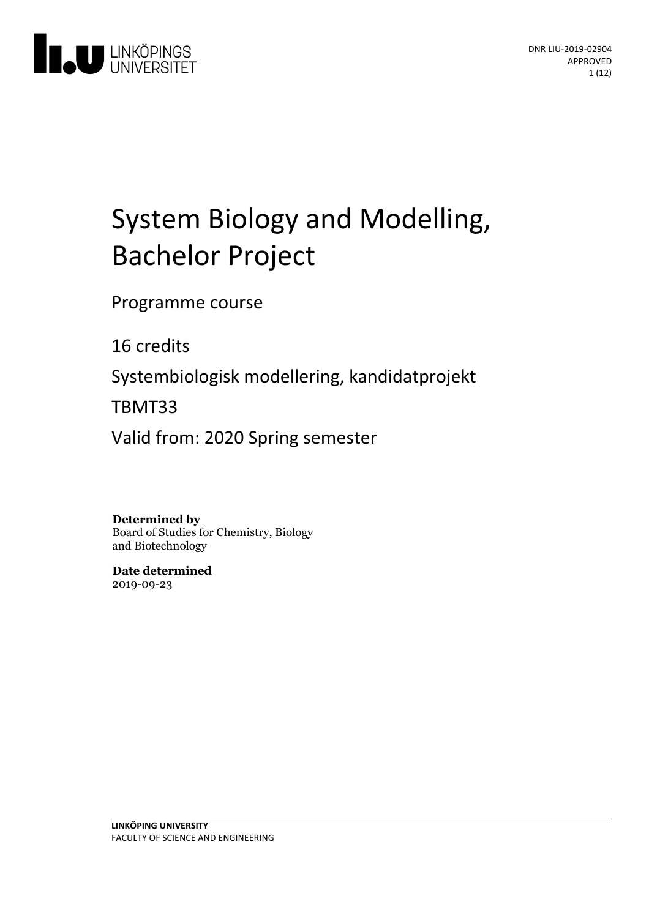DNR LIU-2019-02904
APPROVED

# System Biology and Modelling, Bachelor Project

Programme course

16 credits

Systembiologisk modellering, kandidatprojekt

TBMT33

Valid from: 2020 Spring semester

**Determined by**
Board of Studies for Chemistry, Biology and Biotechnology

**Date determined**
2019-09-23

**LINKÖPING UNIVERSITY**
FACULTY OF SCIENCE AND ENGINEERING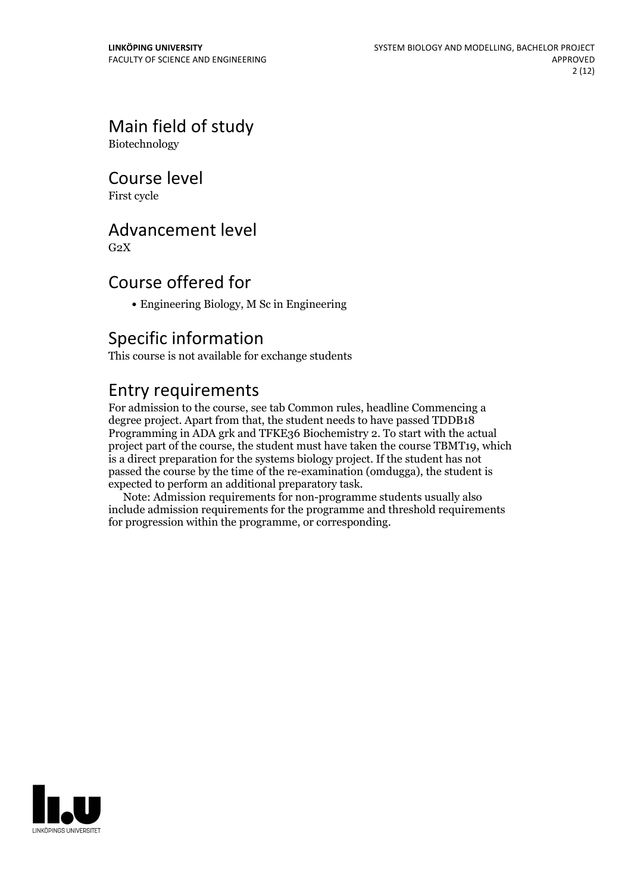## Main field of study

Biotechnology

## Course level

First cycle

## Advancement level

G2X

## Course offered for

- Engineering Biology, M Sc in Engineering

## Specific information

This course is not available for exchange students

## Entry requirements

For admission to the course, see tab Common rules, headline Commencing a degree project. Apart from that, the student needs to have passed TDDB18 Programming in ADA grk and TFKE36 Biochemistry 2. To start with the actual project part of the course, the student must have taken the course TBMT19, which is a direct preparation for the systems biology project. If the student has not passed the course by the time of the re-examination (omdugga), the student is expected to perform an additional preparatory task.

Note: Admission requirements for non-programme students usually also include admission requirements for the programme and threshold requirements for progression within the programme, or corresponding.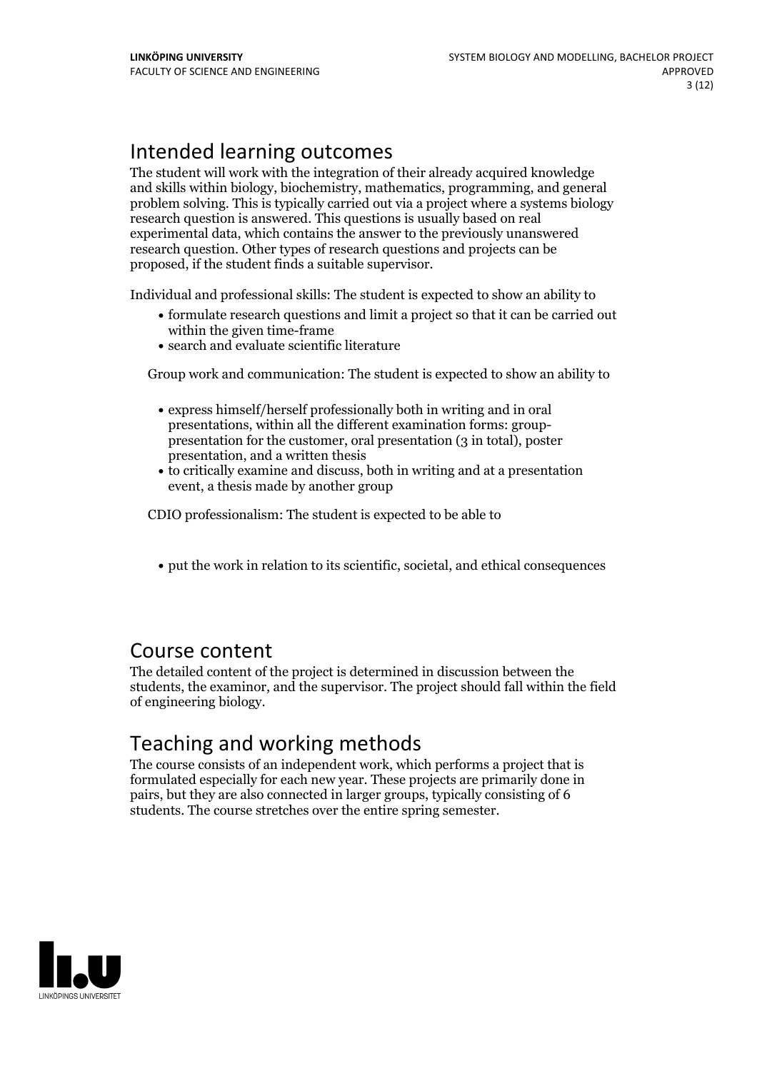## Intended learning outcomes

The student will work with the integration of their already acquired knowledge and skills within biology, biochemistry, mathematics, programming, and general problem solving. This is typically carried out via a project where a systems biology research question is answered. This questions is usually based on real experimental data, which contains the answer to the previously unanswered research question. Other types of research questions and projects can be proposed, if the student finds a suitable supervisor.

Individual and professional skills: The student is expected to show an ability to

- formulate research questions and limit a project so that it can be carried out within the given time-frame
- search and evaluate scientific literature

Group work and communication: The student is expected to show an ability to

- express himself/herself professionally both in writing and in oral presentations, within all the different examination forms: group-presentation for the customer, oral presentation (3 in total), poster presentation, and a written thesis
- to critically examine and discuss, both in writing and at a presentation event, a thesis made by another group

CDIO professionalism: The student is expected to be able to

- put the work in relation to its scientific, societal, and ethical consequences

## Course content

The detailed content of the project is determined in discussion between the students, the examinor, and the supervisor. The project should fall within the field of engineering biology.

## Teaching and working methods

The course consists of an independent work, which performs a project that is formulated especially for each new year. These projects are primarily done in pairs, but they are also connected in larger groups, typically consisting of 6 students. The course stretches over the entire spring semester.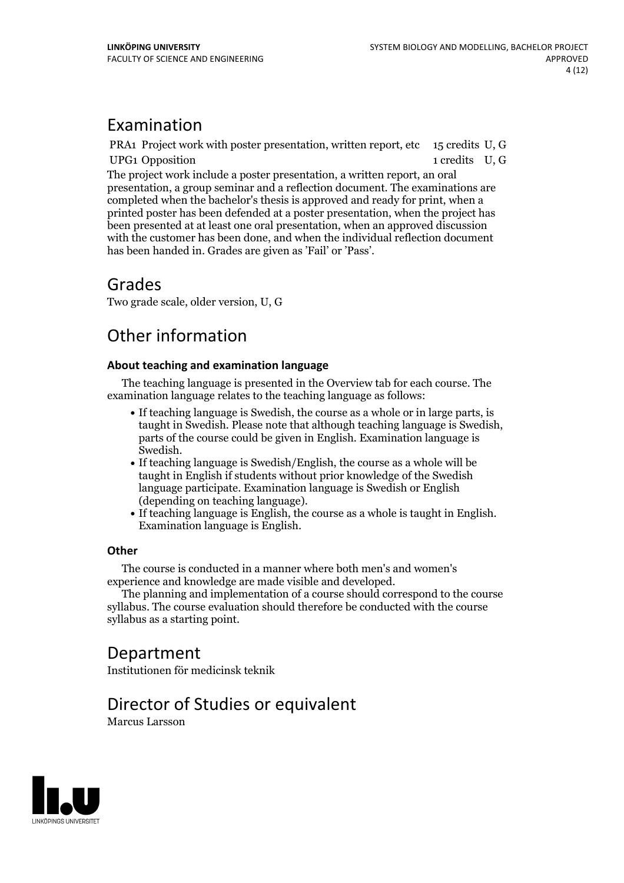## Examination

| | | |
|---|---|---|
| PRA1 Project work with poster presentation, written report, etc | 15 credits | U, G |
| UPG1 Opposition | 1 credits | U, G |

The project work include a poster presentation, a written report, an oral presentation, a group seminar and a reflection document. The examinations are completed when the bachelor's thesis is approved and ready for print, when a printed poster has been defended at a poster presentation, when the project has been presented at at least one oral presentation, when an approved discussion with the customer has been done, and when the individual reflection document has been handed in. Grades are given as 'Fail' or 'Pass'.

## Grades

Two grade scale, older version, U, G

## Other information

### About teaching and examination language

The teaching language is presented in the Overview tab for each course. The examination language relates to the teaching language as follows:

- If teaching language is Swedish, the course as a whole or in large parts, is taught in Swedish. Please note that although teaching language is Swedish, parts of the course could be given in English. Examination language is Swedish.
- If teaching language is Swedish/English, the course as a whole will be taught in English if students without prior knowledge of the Swedish language participate. Examination language is Swedish or English (depending on teaching language).
- If teaching language is English, the course as a whole is taught in English. Examination language is English.

### Other

The course is conducted in a manner where both men's and women's experience and knowledge are made visible and developed.

The planning and implementation of a course should correspond to the course syllabus. The course evaluation should therefore be conducted with the course syllabus as a starting point.

## Department

Institutionen för medicinsk teknik

## Director of Studies or equivalent

Marcus Larsson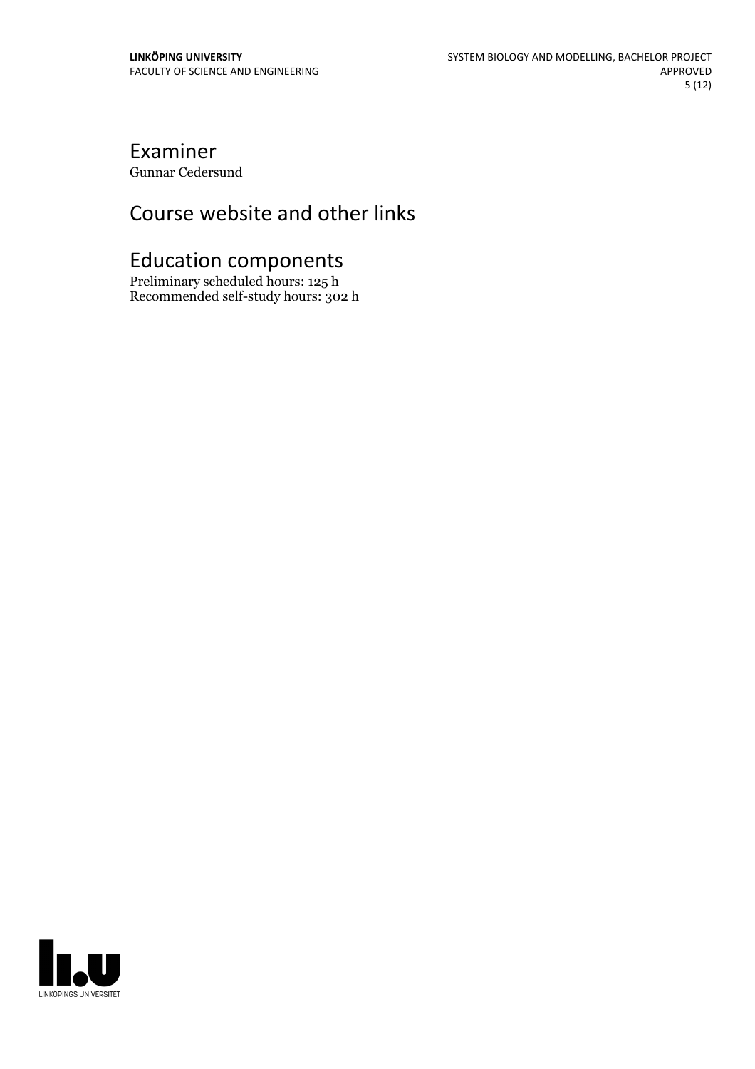## Examiner

Gunnar Cedersund

## Course website and other links

## Education components

Preliminary scheduled hours: 125 h
Recommended self-study hours: 302 h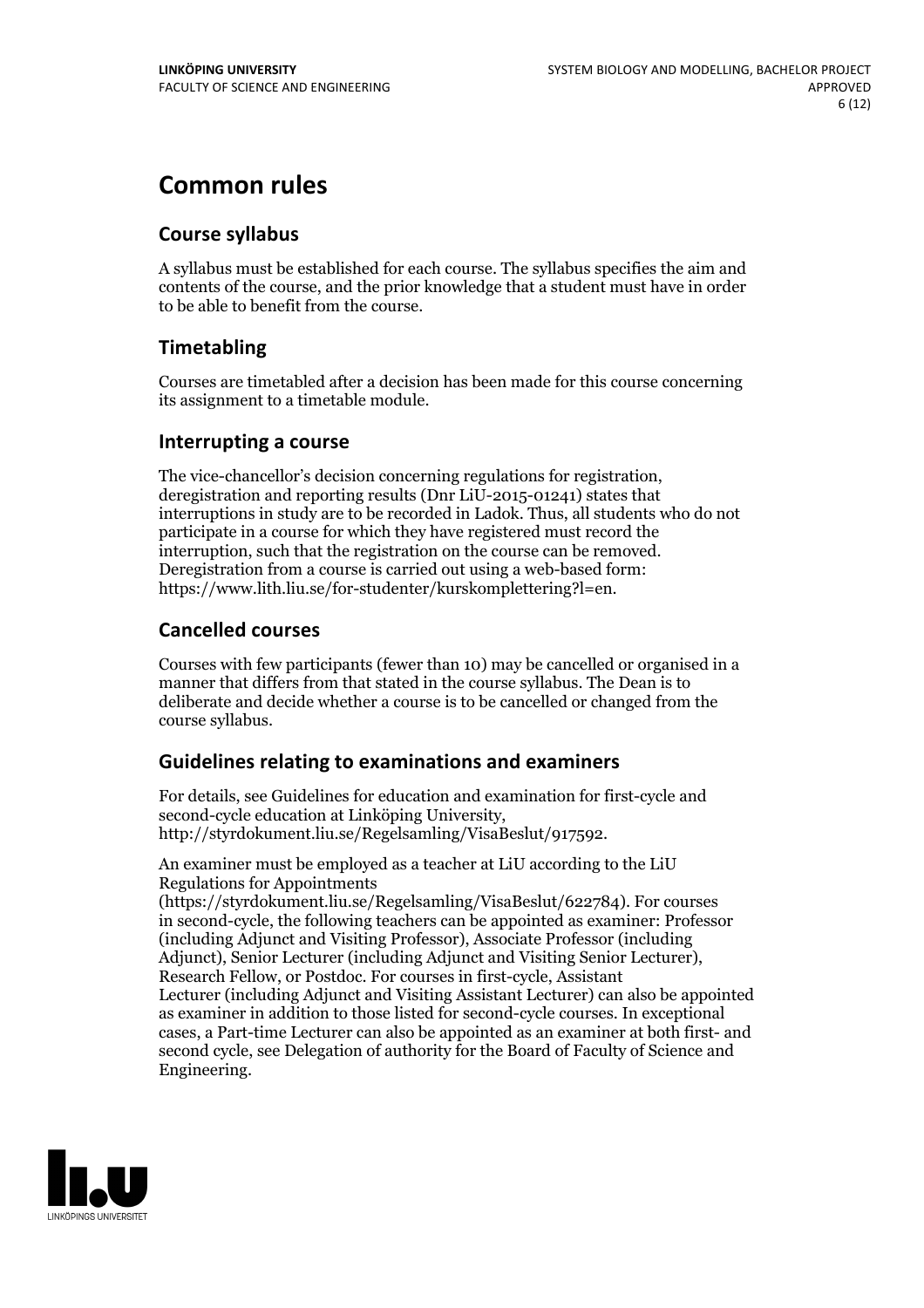# Common rules

## Course syllabus

A syllabus must be established for each course. The syllabus specifies the aim and contents of the course, and the prior knowledge that a student must have in order to be able to benefit from the course.

## Timetabling

Courses are timetabled after a decision has been made for this course concerning its assignment to a timetable module.

## Interrupting a course

The vice-chancellor's decision concerning regulations for registration, deregistration and reporting results (Dnr LiU-2015-01241) states that interruptions in study are to be recorded in Ladok. Thus, all students who do not participate in a course for which they have registered must record the interruption, such that the registration on the course can be removed. Deregistration from a course is carried out using a web-based form: https://www.lith.liu.se/for-studenter/kurskomplettering?l=en.

## Cancelled courses

Courses with few participants (fewer than 10) may be cancelled or organised in a manner that differs from that stated in the course syllabus. The Dean is to deliberate and decide whether a course is to be cancelled or changed from the course syllabus.

## Guidelines relating to examinations and examiners

For details, see Guidelines for education and examination for first-cycle and second-cycle education at Linköping University, http://styrdokument.liu.se/Regelsamling/VisaBeslut/917592.

An examiner must be employed as a teacher at LiU according to the LiU Regulations for Appointments (https://styrdokument.liu.se/Regelsamling/VisaBeslut/622784). For courses in second-cycle, the following teachers can be appointed as examiner: Professor (including Adjunct and Visiting Professor), Associate Professor (including Adjunct), Senior Lecturer (including Adjunct and Visiting Senior Lecturer), Research Fellow, or Postdoc. For courses in first-cycle, Assistant Lecturer (including Adjunct and Visiting Assistant Lecturer) can also be appointed as examiner in addition to those listed for second-cycle courses. In exceptional cases, a Part-time Lecturer can also be appointed as an examiner at both first- and second cycle, see Delegation of authority for the Board of Faculty of Science and Engineering.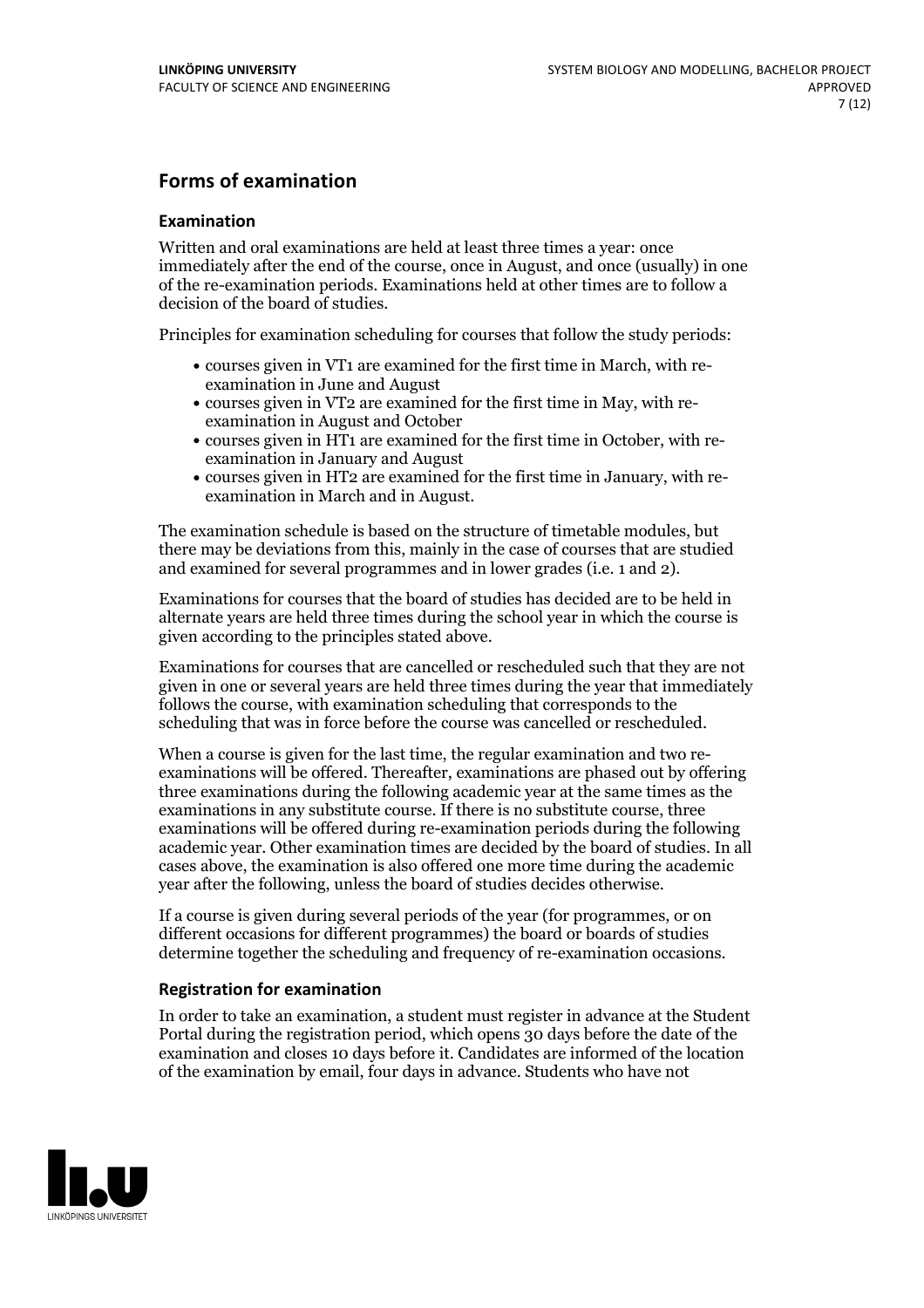## Forms of examination

### Examination

Written and oral examinations are held at least three times a year: once immediately after the end of the course, once in August, and once (usually) in one of the re-examination periods. Examinations held at other times are to follow a decision of the board of studies.

Principles for examination scheduling for courses that follow the study periods:

- courses given in VT1 are examined for the first time in March, with re-examination in June and August
- courses given in VT2 are examined for the first time in May, with re-examination in August and October
- courses given in HT1 are examined for the first time in October, with re-examination in January and August
- courses given in HT2 are examined for the first time in January, with re-examination in March and in August.

The examination schedule is based on the structure of timetable modules, but there may be deviations from this, mainly in the case of courses that are studied and examined for several programmes and in lower grades (i.e. 1 and 2).

Examinations for courses that the board of studies has decided are to be held in alternate years are held three times during the school year in which the course is given according to the principles stated above.

Examinations for courses that are cancelled or rescheduled such that they are not given in one or several years are held three times during the year that immediately follows the course, with examination scheduling that corresponds to the scheduling that was in force before the course was cancelled or rescheduled.

When a course is given for the last time, the regular examination and two re-examinations will be offered. Thereafter, examinations are phased out by offering three examinations during the following academic year at the same times as the examinations in any substitute course. If there is no substitute course, three examinations will be offered during re-examination periods during the following academic year. Other examination times are decided by the board of studies. In all cases above, the examination is also offered one more time during the academic year after the following, unless the board of studies decides otherwise.

If a course is given during several periods of the year (for programmes, or on different occasions for different programmes) the board or boards of studies determine together the scheduling and frequency of re-examination occasions.

### Registration for examination

In order to take an examination, a student must register in advance at the Student Portal during the registration period, which opens 30 days before the date of the examination and closes 10 days before it. Candidates are informed of the location of the examination by email, four days in advance. Students who have not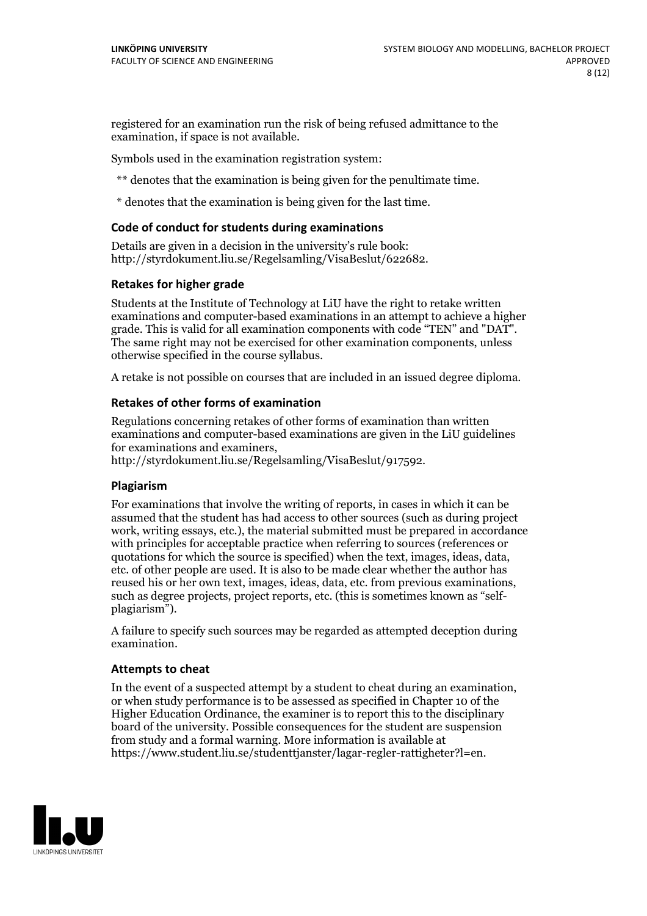registered for an examination run the risk of being refused admittance to the examination, if space is not available.

Symbols used in the examination registration system:

** denotes that the examination is being given for the penultimate time.

* denotes that the examination is being given for the last time.

### Code of conduct for students during examinations

Details are given in a decision in the university's rule book: http://styrdokument.liu.se/Regelsamling/VisaBeslut/622682.

### Retakes for higher grade

Students at the Institute of Technology at LiU have the right to retake written examinations and computer-based examinations in an attempt to achieve a higher grade. This is valid for all examination components with code "TEN" and "DAT". The same right may not be exercised for other examination components, unless otherwise specified in the course syllabus.

A retake is not possible on courses that are included in an issued degree diploma.

### Retakes of other forms of examination

Regulations concerning retakes of other forms of examination than written examinations and computer-based examinations are given in the LiU guidelines for examinations and examiners, http://styrdokument.liu.se/Regelsamling/VisaBeslut/917592.

### Plagiarism

For examinations that involve the writing of reports, in cases in which it can be assumed that the student has had access to other sources (such as during project work, writing essays, etc.), the material submitted must be prepared in accordance with principles for acceptable practice when referring to sources (references or quotations for which the source is specified) when the text, images, ideas, data, etc. of other people are used. It is also to be made clear whether the author has reused his or her own text, images, ideas, data, etc. from previous examinations, such as degree projects, project reports, etc. (this is sometimes known as "self-plagiarism").

A failure to specify such sources may be regarded as attempted deception during examination.

### Attempts to cheat

In the event of a suspected attempt by a student to cheat during an examination, or when study performance is to be assessed as specified in Chapter 10 of the Higher Education Ordinance, the examiner is to report this to the disciplinary board of the university. Possible consequences for the student are suspension from study and a formal warning. More information is available at https://www.student.liu.se/studenttjanster/lagar-regler-rattigheter?l=en.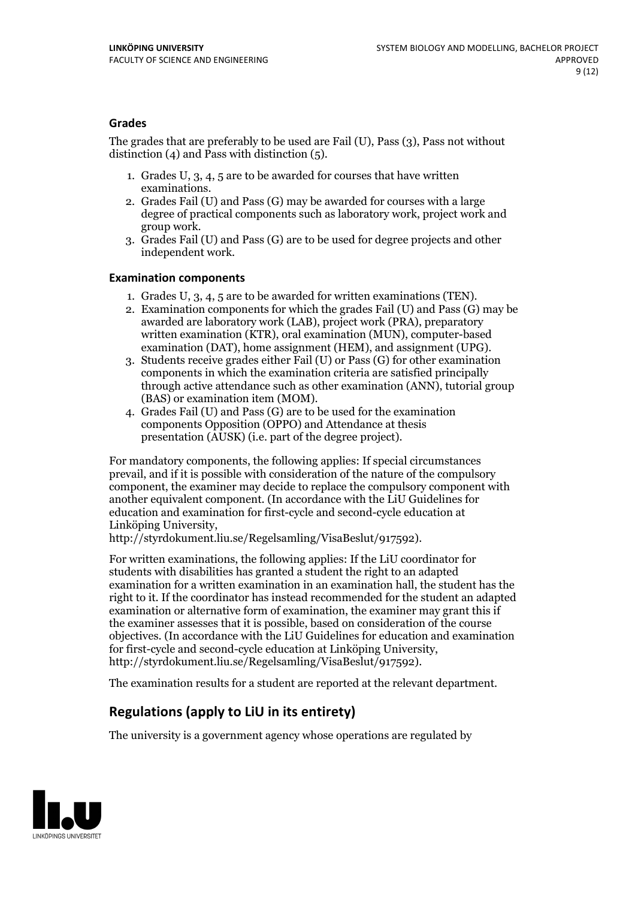### Grades

The grades that are preferably to be used are Fail (U), Pass (3), Pass not without distinction (4) and Pass with distinction (5).

1. Grades U, 3, 4, 5 are to be awarded for courses that have written examinations.
2. Grades Fail (U) and Pass (G) may be awarded for courses with a large degree of practical components such as laboratory work, project work and group work.
3. Grades Fail (U) and Pass (G) are to be used for degree projects and other independent work.

### Examination components

1. Grades U, 3, 4, 5 are to be awarded for written examinations (TEN).
2. Examination components for which the grades Fail (U) and Pass (G) may be awarded are laboratory work (LAB), project work (PRA), preparatory written examination (KTR), oral examination (MUN), computer-based examination (DAT), home assignment (HEM), and assignment (UPG).
3. Students receive grades either Fail (U) or Pass (G) for other examination components in which the examination criteria are satisfied principally through active attendance such as other examination (ANN), tutorial group (BAS) or examination item (MOM).
4. Grades Fail (U) and Pass (G) are to be used for the examination components Opposition (OPPO) and Attendance at thesis presentation (AUSK) (i.e. part of the degree project).

For mandatory components, the following applies: If special circumstances prevail, and if it is possible with consideration of the nature of the compulsory component, the examiner may decide to replace the compulsory component with another equivalent component. (In accordance with the LiU Guidelines for education and examination for first-cycle and second-cycle education at Linköping University, http://styrdokument.liu.se/Regelsamling/VisaBeslut/917592).

For written examinations, the following applies: If the LiU coordinator for students with disabilities has granted a student the right to an adapted examination for a written examination in an examination hall, the student has the right to it. If the coordinator has instead recommended for the student an adapted examination or alternative form of examination, the examiner may grant this if the examiner assesses that it is possible, based on consideration of the course objectives. (In accordance with the LiU Guidelines for education and examination for first-cycle and second-cycle education at Linköping University, http://styrdokument.liu.se/Regelsamling/VisaBeslut/917592).

The examination results for a student are reported at the relevant department.

## Regulations (apply to LiU in its entirety)

The university is a government agency whose operations are regulated by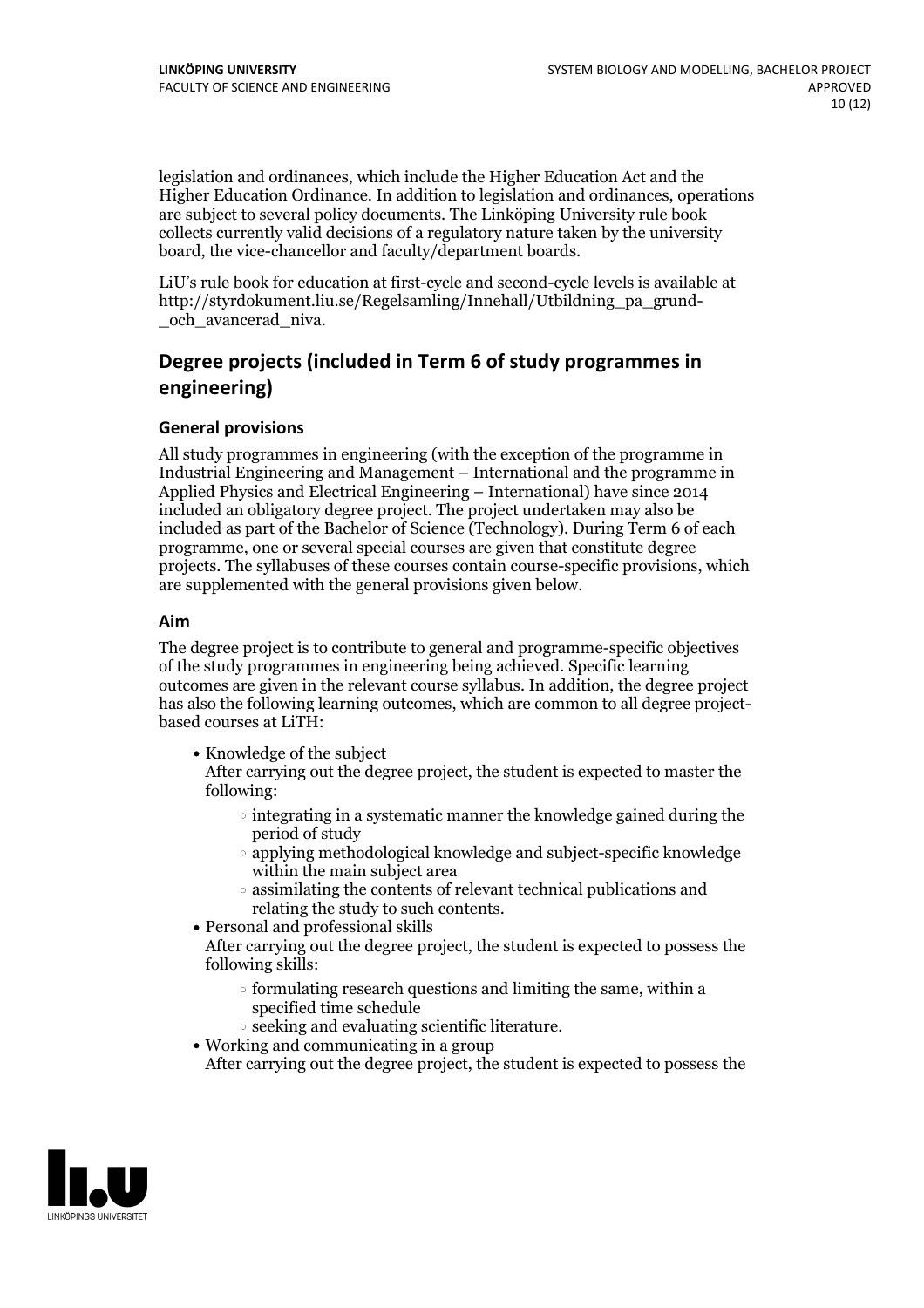legislation and ordinances, which include the Higher Education Act and the Higher Education Ordinance. In addition to legislation and ordinances, operations are subject to several policy documents. The Linköping University rule book collects currently valid decisions of a regulatory nature taken by the university board, the vice-chancellor and faculty/department boards.

LiU's rule book for education at first-cycle and second-cycle levels is available at http://styrdokument.liu.se/Regelsamling/Innehall/Utbildning_pa_grund-_och_avancerad_niva.

## Degree projects (included in Term 6 of study programmes in engineering)

### General provisions

All study programmes in engineering (with the exception of the programme in Industrial Engineering and Management – International and the programme in Applied Physics and Electrical Engineering – International) have since 2014 included an obligatory degree project. The project undertaken may also be included as part of the Bachelor of Science (Technology). During Term 6 of each programme, one or several special courses are given that constitute degree projects. The syllabuses of these courses contain course-specific provisions, which are supplemented with the general provisions given below.

### Aim

The degree project is to contribute to general and programme-specific objectives of the study programmes in engineering being achieved. Specific learning outcomes are given in the relevant course syllabus. In addition, the degree project has also the following learning outcomes, which are common to all degree project-based courses at LiTH:

- Knowledge of the subject
  After carrying out the degree project, the student is expected to master the following:
    - integrating in a systematic manner the knowledge gained during the period of study
    - applying methodological knowledge and subject-specific knowledge within the main subject area
    - assimilating the contents of relevant technical publications and relating the study to such contents.
- Personal and professional skills
  After carrying out the degree project, the student is expected to possess the following skills:
    - formulating research questions and limiting the same, within a specified time schedule
    - seeking and evaluating scientific literature.
- Working and communicating in a group
  After carrying out the degree project, the student is expected to possess the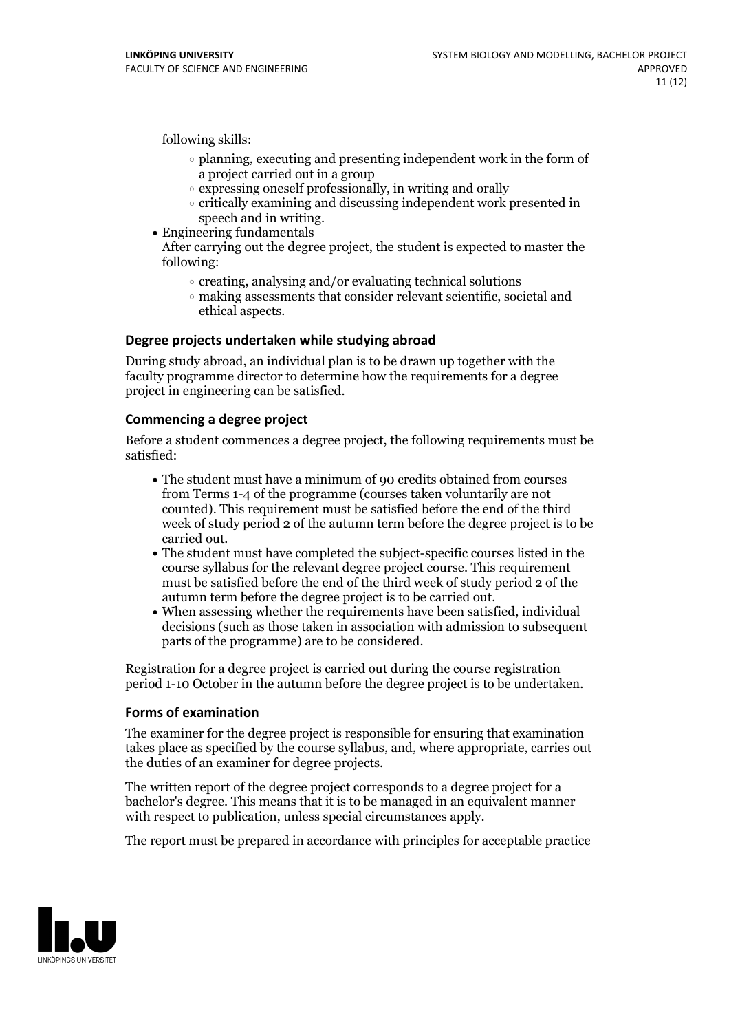following skills:

- planning, executing and presenting independent work in the form of a project carried out in a group
- expressing oneself professionally, in writing and orally
- critically examining and discussing independent work presented in speech and in writing.

- Engineering fundamentals
  After carrying out the degree project, the student is expected to master the following:
    - creating, analysing and/or evaluating technical solutions
    - making assessments that consider relevant scientific, societal and ethical aspects.

### Degree projects undertaken while studying abroad

During study abroad, an individual plan is to be drawn up together with the faculty programme director to determine how the requirements for a degree project in engineering can be satisfied.

### Commencing a degree project

Before a student commences a degree project, the following requirements must be satisfied:

- The student must have a minimum of 90 credits obtained from courses from Terms 1-4 of the programme (courses taken voluntarily are not counted). This requirement must be satisfied before the end of the third week of study period 2 of the autumn term before the degree project is to be carried out.
- The student must have completed the subject-specific courses listed in the course syllabus for the relevant degree project course. This requirement must be satisfied before the end of the third week of study period 2 of the autumn term before the degree project is to be carried out.
- When assessing whether the requirements have been satisfied, individual decisions (such as those taken in association with admission to subsequent parts of the programme) are to be considered.

Registration for a degree project is carried out during the course registration period 1-10 October in the autumn before the degree project is to be undertaken.

### Forms of examination

The examiner for the degree project is responsible for ensuring that examination takes place as specified by the course syllabus, and, where appropriate, carries out the duties of an examiner for degree projects.

The written report of the degree project corresponds to a degree project for a bachelor's degree. This means that it is to be managed in an equivalent manner with respect to publication, unless special circumstances apply.

The report must be prepared in accordance with principles for acceptable practice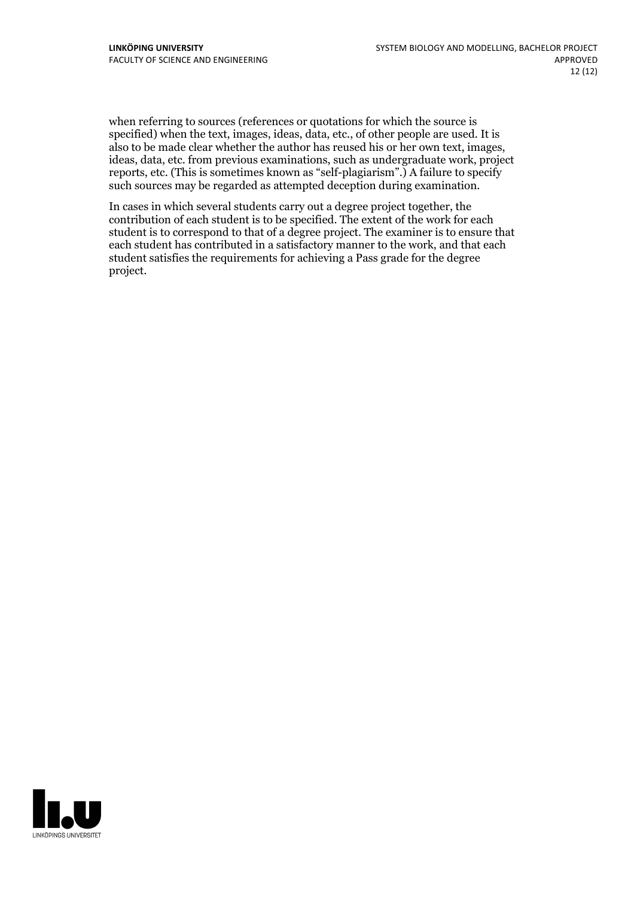when referring to sources (references or quotations for which the source is specified) when the text, images, ideas, data, etc., of other people are used. It is also to be made clear whether the author has reused his or her own text, images, ideas, data, etc. from previous examinations, such as undergraduate work, project reports, etc. (This is sometimes known as "self-plagiarism".) A failure to specify such sources may be regarded as attempted deception during examination.

In cases in which several students carry out a degree project together, the contribution of each student is to be specified. The extent of the work for each student is to correspond to that of a degree project. The examiner is to ensure that each student has contributed in a satisfactory manner to the work, and that each student satisfies the requirements for achieving a Pass grade for the degree project.